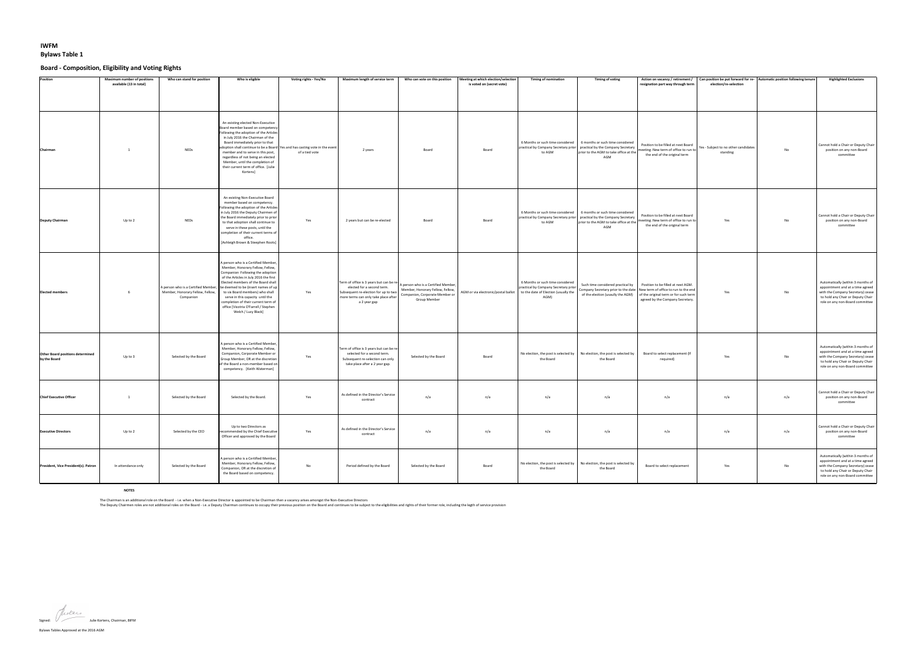**IWFM**

**Bylaws Table 1**

## Board - Composition, Eligibility and Voting Rights

| Position | Maximum number of positions available (13 in total) | Who can stand for position | Who is eligible | Voting rights - Yes/No | Maximum length of service term | Who can vote on this position | Meeting at which election/selection is voted on (secret vote) | Timing of nomination | Timing of voting | Action on vacancy / retirement / resignation part way through term | Can position be put forward for re-election/re-selection | Automatic position following tenure | Highlighted Exclusions |
|---|---|---|---|---|---|---|---|---|---|---|---|---|---|
| **Chairman** | 1 | NEDs | An existing elected Non-Executive Board member based on competency Following the adoption of the Articles in July 2016 the Chairman of the Board immediately prior to that adoption shall continue to be a Board member and to serve in this post, regardless of not being an elected Member, until the completion of their current term of office. [Julie Kortens] | Yes and has casting vote in the event of a tied vote | 2 years | Board | Board | 6 Months or such time considered practical by Company Secretary prior to AGM | 6 months or such time considered practical by the Company Secretary prior to the AGM to take office at the AGM | Position to be filled at next Board meeting. New term of office to run to the end of the original term | Yes - Subject to no other candidates standing | No | Cannot hold a Chair or Deputy Chair position on any non-Board committee |
| **Deputy Chairman** | Up to 2 | NEDs | An existing Non-Executive Board member based on competency. Following the adoption of the Articles in July 2016 the Deputy Chairmen of the Board immediately prior to prior to that adoption shall continue to serve in these posts, until the completion of their current terms of office. [Ashleigh Brown & Steephen Roots] | Yes | 2 years but can be re-elected | Board | Board | 6 Months or such time considered practical by Company Secretary prior to AGM | 6 months or such time considered practical by the Company Secretary prior to the AGM to take office at the AGM | Position to be filled at next Board meeting. New term of office to run to the end of the original term | Yes | No | Cannot hold a Chair or Deputy Chair position on any non-Board committee |
| **Elected members** | 6 | A person who is a Certified Member, Member, Honorary Fellow, Fellow, Companion | A person who is a Certified Member, Member, Honorary Fellow, Fellow, Companion Following the adoption of the Articles in July 2016 the first Elected members of the Board shall be deemed to be (insert names of up to six Board members) who shall serve in this capacity until the completion of their current term of office [Vicotria O'Farrell / Stephen Welch / Lucy Black] | Yes | Term of office is 3 years but can be re-elected for a second term. Subsequent re-election for up to two more terms can only take place after a 2 year gap | A person who is a Certified Member, Member, Honorary Fellow, Fellow, Companion, Corporate Member or Group Member | AGM or via electronic/postal ballot | 6 Months or such time considered practical by Company Secretary prior to the date of Election (usually the AGM) | Such time considered practical by Company Secretary prior to the date of the election (usually the AGM) | Position to be filled at next AGM. New term of office to run to the end of the original term or for such term agreed by the Company Secretary. | Yes | No | Automatically (within 3 months of appointment and at a time agreed with the Company Secretary) cease to hold any Chair or Deputy Chair role on any non-Board committee |
| **Other Board positions determined by the Board** | Up to 3 | Selected by the Board | A person who is a Certified Member, Member, Honorary Fellow, Fellow, Companion, Corporate Member or Group Member, OR at the discretion of the Board a non-member based on competency. [Keith Waterman] | Yes | Term of office is 3 years but can be re-selected for a second term. Subsequent re-selection can only take place after a 2 year gap. | Selected by the Board | Board | No election, the post is selected by the Board | No election, the post is selected by the Board | Board to select replacement (if required) | Yes | No | Automatically (within 3 months of appointment and at a time agreed with the Company Secretary) cease to hold any Chair or Deputy Chair role on any non-Board committee |
| **Chief Executive Officer** | 1 | Selected by the Board | Selected by the Board. | Yes | As defined in the Director's Service contract | n/a | n/a | n/a | n/a | n/a | n/a | n/a | Cannot hold a Chair or Deputy Chair position on any non-Board committee |
| **Executive Directors** | Up to 2 | Selected by the CEO | Up to two Directors as recommended by the Chief Executive Officer and approved by the Board | Yes | As defined in the Director's Service contract | n/a | n/a | n/a | n/a | n/a | n/a | n/a | Cannot hold a Chair or Deputy Chair position on any non-Board committee |
| **President, Vice President(s). Patron** | In attendance only | Selected by the Board | A person who is a Certified Member, Member, Honorary Fellow, Fellow, Companion, OR at the discretion of the Board based on competency. | No | Period defined by the Board | Selected by the Board | Board | No election, the post is selected by the Board | No election, the post is selected by the Board | Board to select replacement | Yes | No | Automatically (within 3 months of appointment and at a time agreed with the Company Secretary) cease to hold any Chair or Deputy Chair role on any non-Board committee |

**NOTES**

The Chairman is an additional role on the Board - i.e. when a Non-Executive Director is appointed to be Chairman then a vacancy arises amongst the Non-Executive Directors

The Deputy Chairmen roles are not additional roles on the Board - i.e. a Deputy Chairman continues to occupy their previous position on the Board and continues to be subject to the eligibilities and rights of their former role, including the legth of service provision

Signed: Julie Kortens, Chairman, BIFM

Bylaws Tables Approved at the 2016 AGM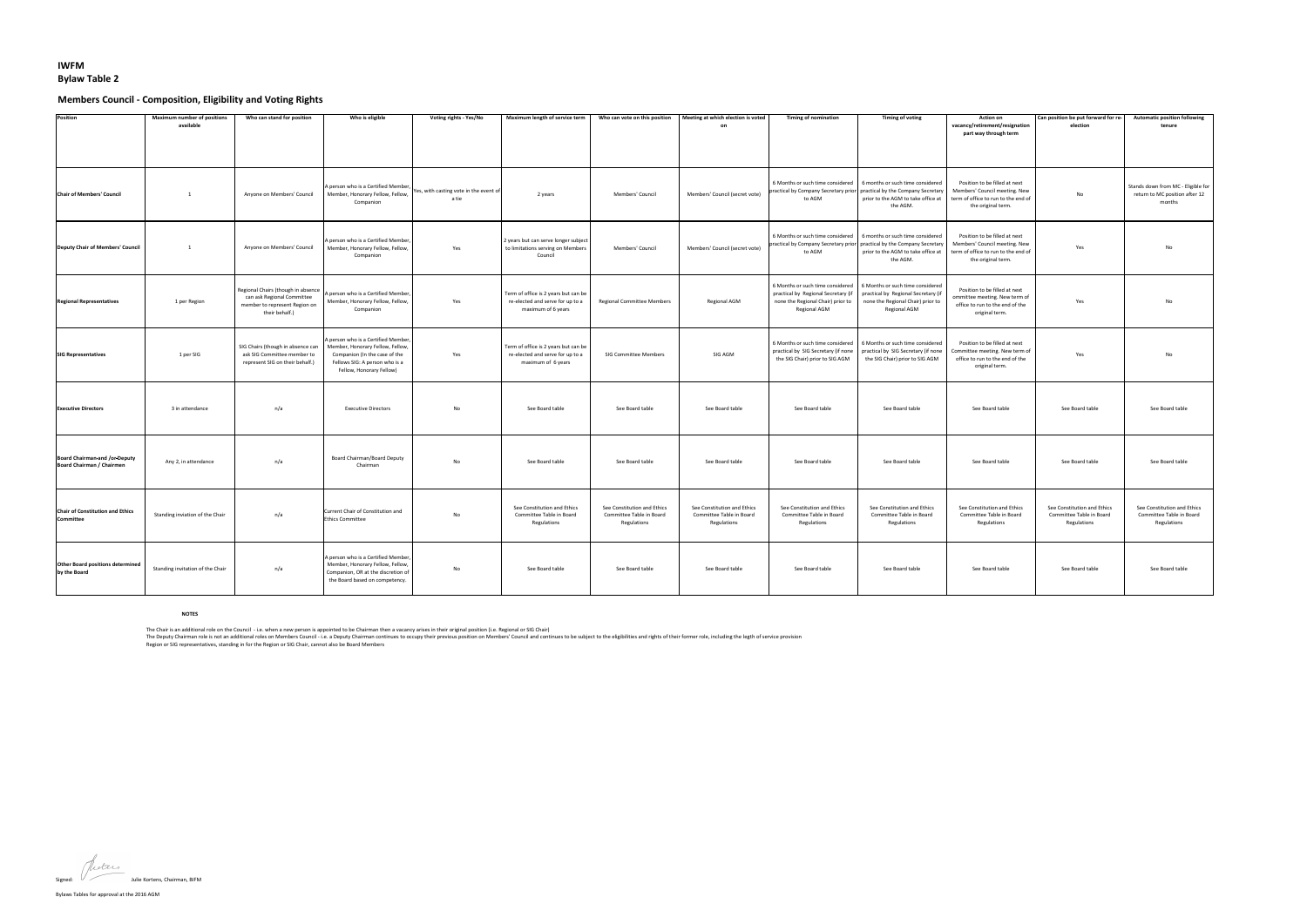# IWFM

## Bylaw Table 2

### Members Council - Composition, Eligibility and Voting Rights

| Position | Maximum number of positions available | Who can stand for position | Who is eligible | Voting rights - Yes/No | Maximum length of service term | Who can vote on this position | Meeting at which election is voted on | Timing of nomination | Timing of voting | Action on vacancy/retirement/resignation part way through term | Can position be put forward for re-election | Automatic position following tenure |
|---|---|---|---|---|---|---|---|---|---|---|---|---|
| **Chair of Members' Council** | 1 | Anyone on Members' Council | A person who is a Certified Member, Member, Honorary Fellow, Fellow, Companion | Yes, with casting vote in the event of a tie | 2 years | Members' Council | Members' Council (secret vote) | 6 Months or such time considered practical by Company Secretary prior to AGM | 6 months or such time considered practical by the Company Secretary prior to the AGM to take office at the AGM. | Position to be filled at next Members' Council meeting. New term of office to run to the end of the original term. | No | Stands down from MC - Eligible for return to MC position after 12 months |
| **Deputy Chair of Members' Council** | 1 | Anyone on Members' Council | A person who is a Certified Member, Member, Honorary Fellow, Fellow, Companion | Yes | 2 years but can serve longer subject to limitations serving on Members Council | Members' Council | Members' Council (secret vote) | 6 Months or such time considered practical by Company Secretary prior to AGM | 6 months or such time considered practical by the Company Secretary prior to the AGM to take office at the AGM. | Position to be filled at next Members' Council meeting. New term of office to run to the end of the original term. | Yes | No |
| **Regional Representatives** | 1 per Region | Regional Chairs (though in absence can ask Regional Committee member to represent Region on their behalf.) | A person who is a Certified Member, Member, Honorary Fellow, Fellow, Companion | Yes | Term of office is 2 years but can be re-elected and serve for up to a maximum of 6 years | Regional Committee Members | Regional AGM | 6 Months or such time considered practical by Regional Secretary (if none the Regional Chair) prior to Regional AGM | 6 Months or such time considered practical by Regional Secretary (if none the Regional Chair) prior to Regional AGM | Position to be filled at next committee meeting. New term of office to run to the end of the original term. | Yes | No |
| **SIG Representatives** | 1 per SIG | SIG Chairs (though in absence can ask SIG Committee member to represent SIG on their behalf.) | A person who is a Certified Member, Member, Honorary Fellow, Fellow, Companion (In the case of the Fellows SIG: A person who is a Fellow, Honorary Fellow) | Yes | Term of office is 2 years but can be re-elected and serve for up to a maximum of 6 years | SIG Committee Members | SIG AGM | 6 Months or such time considered practical by SIG Secretary (if none the SIG Chair) prior to SIG AGM | 6 Months or such time considered practical by SIG Secretary (if none the SIG Chair) prior to SIG AGM | Position to be filled at next Committee meeting. New term of office to run to the end of the original term. | Yes | No |
| **Executive Directors** | 3 in attendance | n/a | Executive Directors | No | See Board table | See Board table | See Board table | See Board table | See Board table | See Board table | See Board table | See Board table |
| **Board Chairman and /or Deputy Board Chairman / Chairmen** | Any 2, in attendance | n/a | Board Chairman/Board Deputy Chairman | No | See Board table | See Board table | See Board table | See Board table | See Board table | See Board table | See Board table | See Board table |
| **Chair of Constitution and Ethics Committee** | Standing inviation of the Chair | n/a | Current Chair of Constitution and Ethics Committee | No | See Constitution and Ethics Committee Table in Board Regulations | See Constitution and Ethics Committee Table in Board Regulations | See Constitution and Ethics Committee Table in Board Regulations | See Constitution and Ethics Committee Table in Board Regulations | See Constitution and Ethics Committee Table in Board Regulations | See Constitution and Ethics Committee Table in Board Regulations | See Constitution and Ethics Committee Table in Board Regulations | See Constitution and Ethics Committee Table in Board Regulations |
| **Other Board positions determined by the Board** | Standing invitation of the Chair | n/a | A person who is a Certified Member, Member, Honorary Fellow, Fellow, Companion, OR at the discretion of the Board based on competency. | No | See Board table | See Board table | See Board table | See Board table | See Board table | See Board table | See Board table | See Board table |

**NOTES**

The Chair is an additional role on the Council - i.e. when a new person is appointed to be Chairman then a vacancy arises in their original position (i.e. Regional or SIG Chair)

The Deputy Chairman role is not an additional roles on Members Council - i.e. a Deputy Chairman continues to occupy their previous position on Members' Council and continues to be subject to the eligibilities and rights of their former role, including the legth of service provision

Region or SIG representatives, standing in for the Region or SIG Chair, cannot also be Board Members

Signed: Julie Kortens, Chairman, BIFM

Bylaws Tables for approval at the 2016 AGM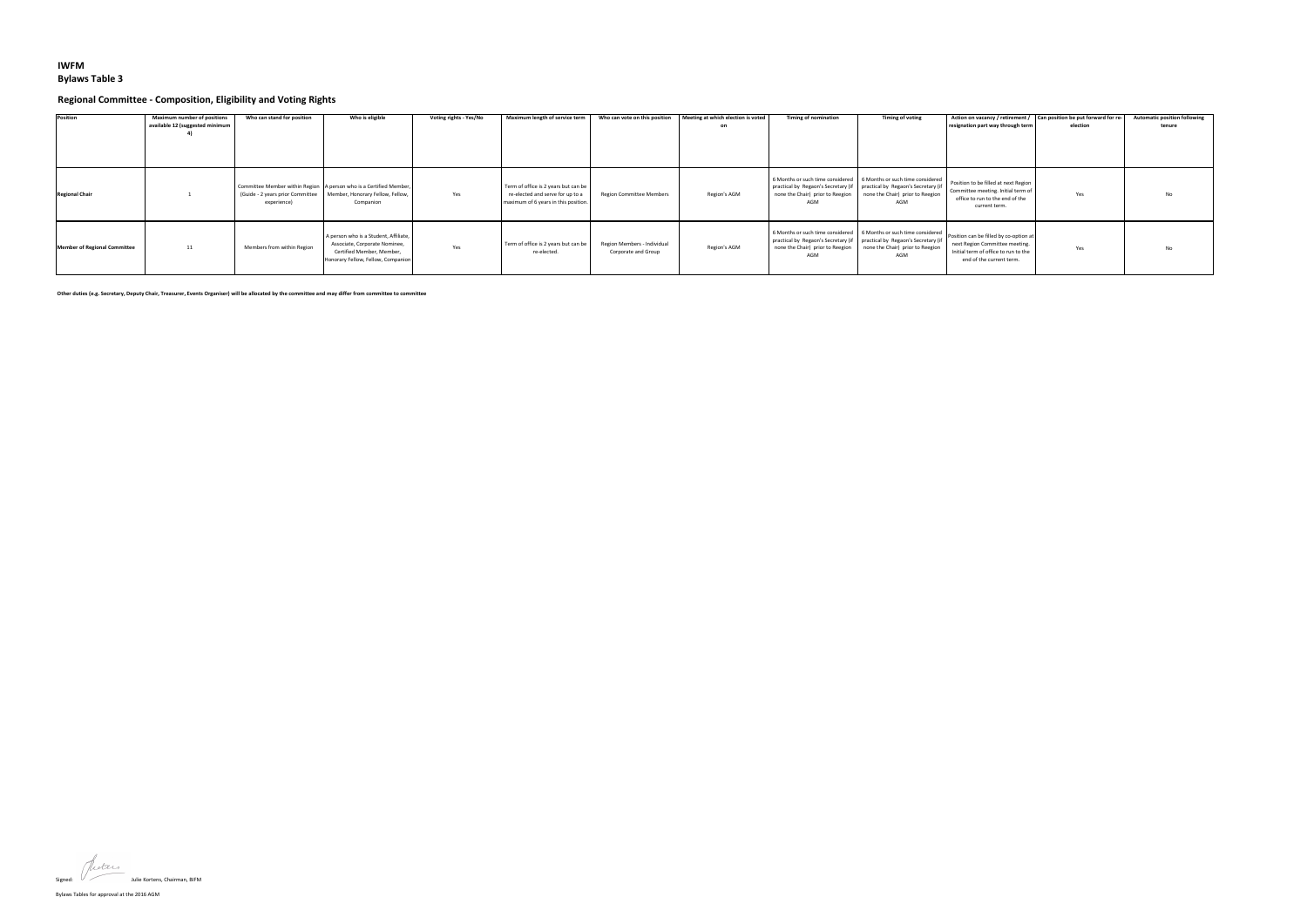# IWFM

## Bylaws Table 3

### Regional Committee - Composition, Eligibility and Voting Rights

| Position | Maximum number of positions available 12 (suggested minimum 4) | Who can stand for position | Who is eligible | Voting rights - Yes/No | Maximum length of service term | Who can vote on this position | Meeting at which election is voted on | Timing of nomination | Timing of voting | Action on vacancy / retirement / resignation part way through term | Can position be put forward for re-election | Automatic position following tenure |
|---|---|---|---|---|---|---|---|---|---|---|---|---|
| **Regional Chair** | 1 | Committee Member within Region (Guide - 2 years prior Committee experience) | A person who is a Certified Member, Member, Honorary Fellow, Fellow, Companion | Yes | Term of office is 2 years but can be re-elected and serve for up to a maximum of 6 years in this position. | Region Committee Members | Region's AGM | 6 Months or such time considered practical by Regaon's Secretary (if none the Chair) prior to Reegion AGM | 6 Months or such time considered practical by Regaon's Secretary (if none the Chair) prior to Reegion AGM | Position to be filled at next Region Committee meeting. Initial term of office to run to the end of the current term. | Yes | No |
| **Member of Regional Committee** | 11 | Members from within Region | A person who is a Student, Affiliate, Associate, Corporate Nominee, Certified Member, Member, Honorary Fellow, Fellow, Companion | Yes | Term of office is 2 years but can be re-elected. | Region Members - Individual Corporate and Group | Region's AGM | 6 Months or such time considered practical by Regaon's Secretary (if none the Chair) prior to Reegion AGM | 6 Months or such time considered practical by Regaon's Secretary (if none the Chair) prior to Reegion AGM | Position can be filled by co-option at next Region Committee meeting. Initial term of office to run to the end of the current term. | Yes | No |

**Other duties (e.g. Secretary, Deputy Chair, Treasurer, Events Organiser) will be allocated by the committee and may differ from committee to committee**

Signed: Julie Kortens, Chairman, BIFM

Bylaws Tables for approval at the 2016 AGM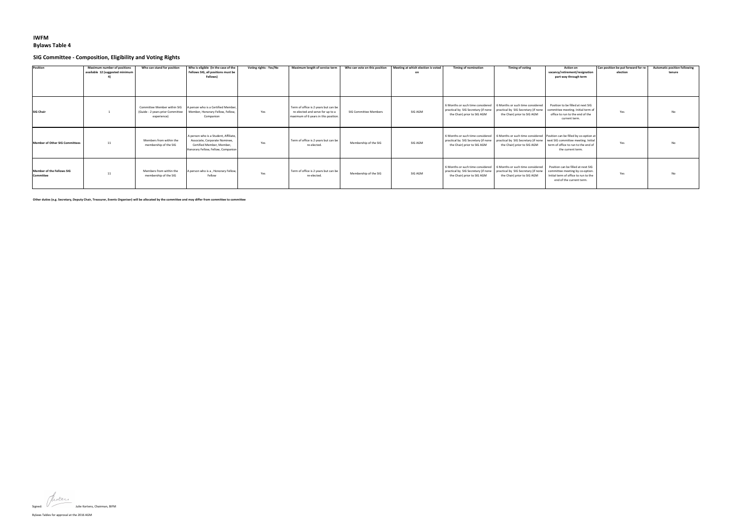# IWFM

## Bylaws Table 4

### SIG Committee - Composition, Eligibility and Voting Rights

| Position | Maximum number of positions available 12 (suggested minimum 4) | Who can stand for position | Who is eligible (In the case of the Fellows SIG, all positions must be Fellows) | Voting rights - Yes/No | Maximum length of service term | Who can vote on this position | Meeting at which election is voted on | Timing of nomination | Timing of voting | Action on vacancy/retirement/resignation part way through term | Can position be put forward for re-election | Automatic position following tenure |
|---|---|---|---|---|---|---|---|---|---|---|---|---|
| **SIG Chair** | 1 | Committee Member within SIG (Guide - 2 years prior Committee experience) | A person who is a Certified Member, Member, Honorary Fellow, Fellow, Companion | Yes | Term of office is 2 years but can be re-elected and serve for up to a maximum of 6 years in this position. | SIG Committee Members | SIG AGM | 6 Months or such time considered practical by SIG Secretary (if none the Chair) prior to SIG AGM | 6 Months or such time considered practical by SIG Secretary (if none the Chair) prior to SIG AGM | Position to be filled at next SIG committee meeting. Initial term of office to run to the end of the current term. | Yes | No |
| **Member of Other SIG Committees** | 11 | Members from within the membership of the SIG | A person who is a Student, Affiliate, Associate, Corporate Nominee, Certified Member, Member, Honorary Fellow, Fellow, Companion | Yes | Term of office is 2 years but can be re-elected. | Membership of the SIG | SIG AGM | 6 Months or such time considered practical by SIG Secretary (if none the Chair) prior to SIG AGM | 6 Months or such time considered practical by SIG Secretary (if none the Chair) prior to SIG AGM | Position can be filled by co-option at next SIG committee meeting. Initial term of office to run to the end of the current term. | Yes | No |
| **Member of the Fellows SIG Committee** | 11 | Members from within the membership of the SIG | A person who is a , Honorary Fellow, Fellow | Yes | Term of office is 2 years but can be re-elected. | Membership of the SIG | SIG AGM | 6 Months or such time considered practical by SIG Secretary (if none the Chair) prior to SIG AGM | 6 Months or such time considered practical by SIG Secretary (if none the Chair) prior to SIG AGM | Position can be filled at next SIG committee meeting by co-option. Initial term of office to run to the end of the current term. | Yes | No |

**Other duties (e.g. Secretary, Deputy Chair, Treasurer, Events Organiser) will be allocated by the committee and may differ from committee to committee**

Signed: Julie Kortens, Chairman, BIFM

Bylaws Tables for approval at the 2016 AGM